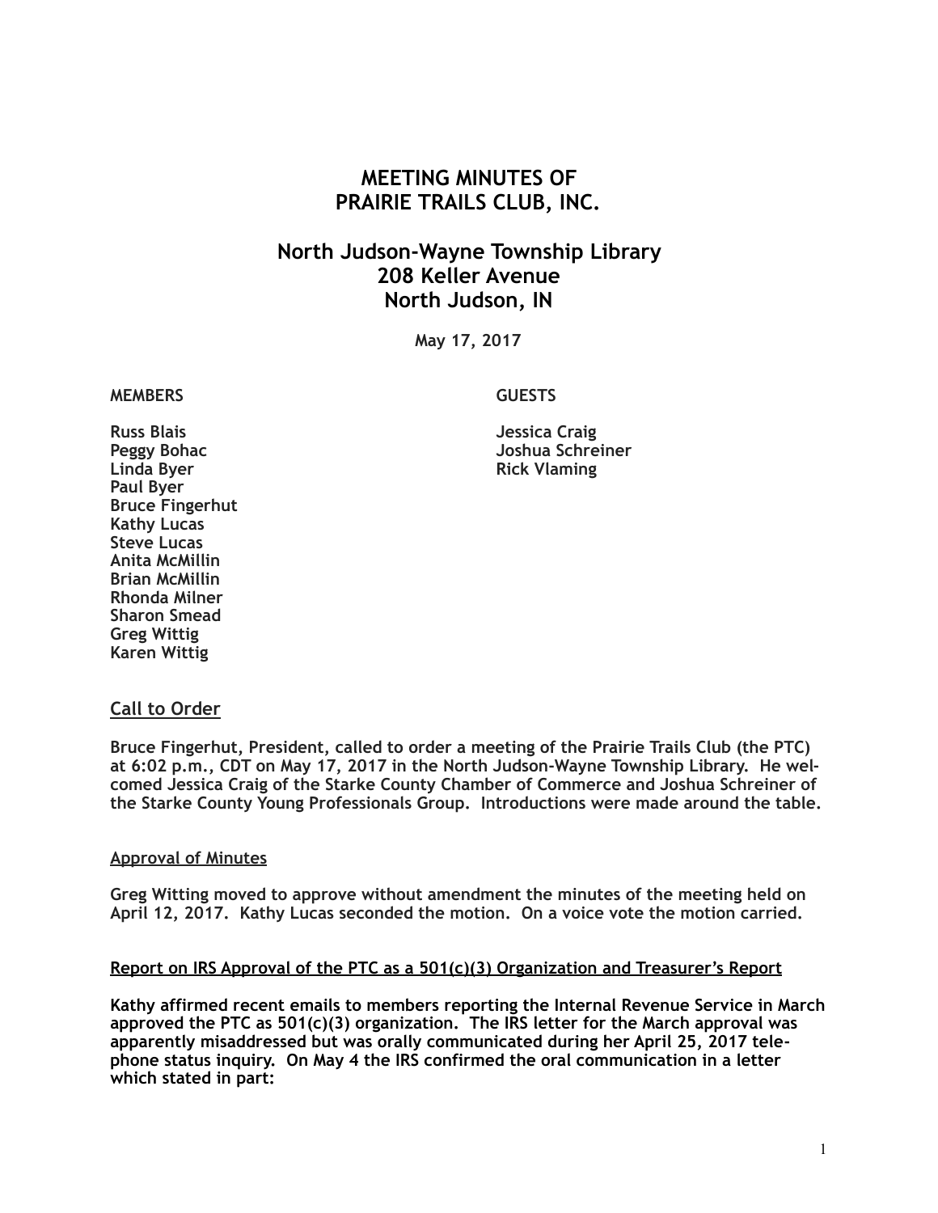# MEETING MINUTES OF PRAIRIE TRAILS CLUB, INC.

## North Judson-Wayne Township Library
## 208 Keller Avenue
## North Judson, IN

**May 17, 2017**

| MEMBERS | GUESTS |
|---|---|
| Russ Blais | Jessica Craig |
| Peggy Bohac | Joshua Schreiner |
| Linda Byer | Rick Vlaming |
| Paul Byer | |
| Bruce Fingerhut | |
| Kathy Lucas | |
| Steve Lucas | |
| Anita McMillin | |
| Brian McMillin | |
| Rhonda Milner | |
| Sharon Smead | |
| Greg Wittig | |
| Karen Wittig | |

### Call to Order

Bruce Fingerhut, President, called to order a meeting of the Prairie Trails Club (the PTC) at 6:02 p.m., CDT on May 17, 2017 in the North Judson-Wayne Township Library. He welcomed Jessica Craig of the Starke County Chamber of Commerce and Joshua Schreiner of the Starke County Young Professionals Group. Introductions were made around the table.

#### Approval of Minutes

Greg Witting moved to approve without amendment the minutes of the meeting held on April 12, 2017. Kathy Lucas seconded the motion. On a voice vote the motion carried.

#### Report on IRS Approval of the PTC as a 501(c)(3) Organization and Treasurer's Report

Kathy affirmed recent emails to members reporting the Internal Revenue Service in March approved the PTC as 501(c)(3) organization. The IRS letter for the March approval was apparently misaddressed but was orally communicated during her April 25, 2017 telephone status inquiry. On May 4 the IRS confirmed the oral communication in a letter which stated in part: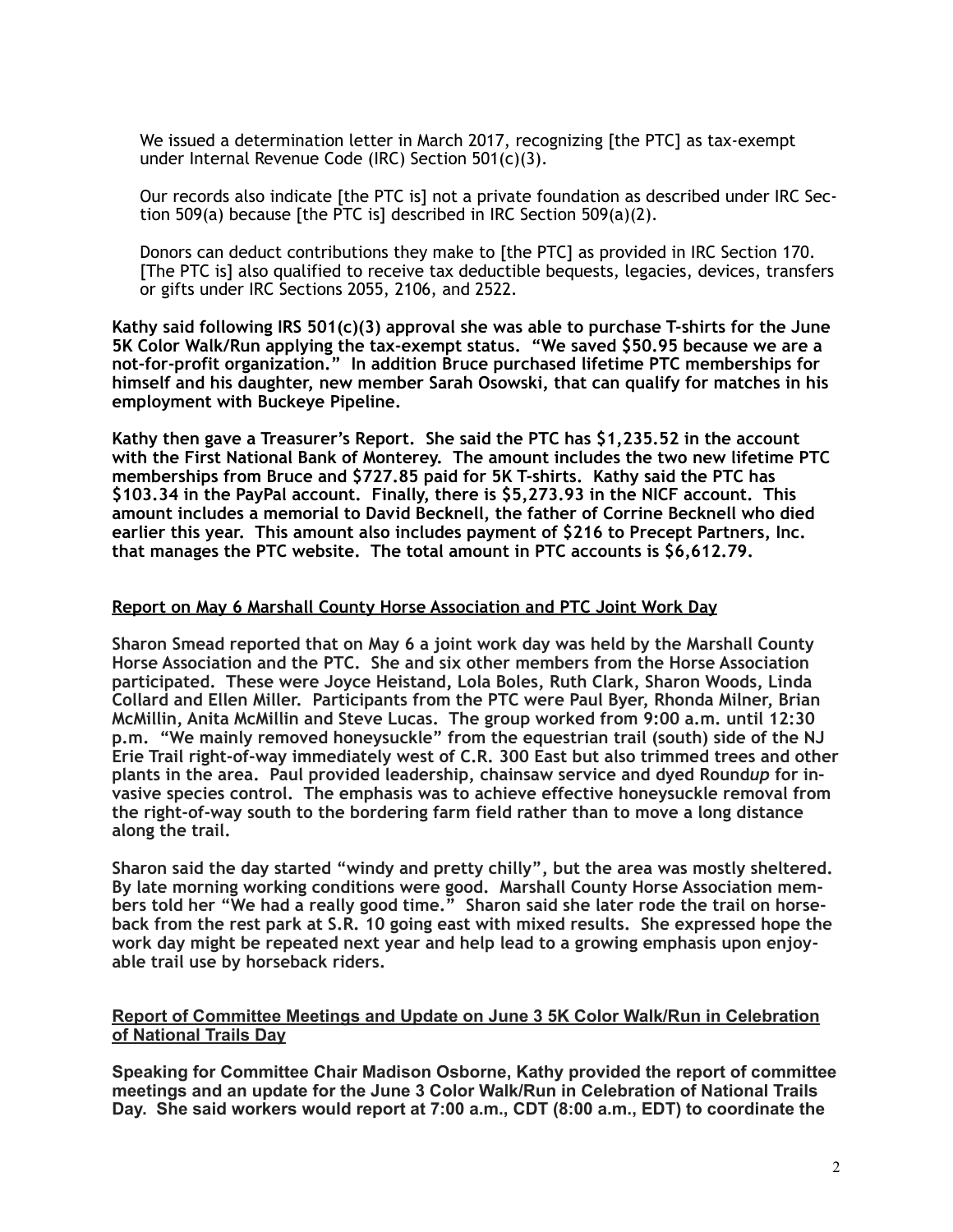We issued a determination letter in March 2017, recognizing [the PTC] as tax-exempt under Internal Revenue Code (IRC) Section 501(c)(3).

Our records also indicate [the PTC is] not a private foundation as described under IRC Section 509(a) because [the PTC is] described in IRC Section 509(a)(2).

Donors can deduct contributions they make to [the PTC] as provided in IRC Section 170. [The PTC is] also qualified to receive tax deductible bequests, legacies, devices, transfers or gifts under IRC Sections 2055, 2106, and 2522.

**Kathy said following IRS 501(c)(3) approval she was able to purchase T-shirts for the June 5K Color Walk/Run applying the tax-exempt status. "We saved $50.95 because we are a not-for-profit organization." In addition Bruce purchased lifetime PTC memberships for himself and his daughter, new member Sarah Osowski, that can qualify for matches in his employment with Buckeye Pipeline.**

**Kathy then gave a Treasurer's Report. She said the PTC has $1,235.52 in the account with the First National Bank of Monterey. The amount includes the two new lifetime PTC memberships from Bruce and $727.85 paid for 5K T-shirts. Kathy said the PTC has $103.34 in the PayPal account. Finally, there is $5,273.93 in the NICF account. This amount includes a memorial to David Becknell, the father of Corrine Becknell who died earlier this year. This amount also includes payment of $216 to Precept Partners, Inc. that manages the PTC website. The total amount in PTC accounts is $6,612.79.**

## Report on May 6 Marshall County Horse Association and PTC Joint Work Day

**Sharon Smead reported that on May 6 a joint work day was held by the Marshall County Horse Association and the PTC. She and six other members from the Horse Association participated. These were Joyce Heistand, Lola Boles, Ruth Clark, Sharon Woods, Linda Collard and Ellen Miller. Participants from the PTC were Paul Byer, Rhonda Milner, Brian McMillin, Anita McMillin and Steve Lucas. The group worked from 9:00 a.m. until 12:30 p.m. "We mainly removed honeysuckle" from the equestrian trail (south) side of the NJ Erie Trail right-of-way immediately west of C.R. 300 East but also trimmed trees and other plants in the area. Paul provided leadership, chainsaw service and dyed Round*up* for invasive species control. The emphasis was to achieve effective honeysuckle removal from the right-of-way south to the bordering farm field rather than to move a long distance along the trail.**

**Sharon said the day started "windy and pretty chilly", but the area was mostly sheltered. By late morning working conditions were good. Marshall County Horse Association members told her "We had a really good time." Sharon said she later rode the trail on horseback from the rest park at S.R. 10 going east with mixed results. She expressed hope the work day might be repeated next year and help lead to a growing emphasis upon enjoyable trail use by horseback riders.**

## Report of Committee Meetings and Update on June 3 5K Color Walk/Run in Celebration of National Trails Day

**Speaking for Committee Chair Madison Osborne, Kathy provided the report of committee meetings and an update for the June 3 Color Walk/Run in Celebration of National Trails Day. She said workers would report at 7:00 a.m., CDT (8:00 a.m., EDT) to coordinate the**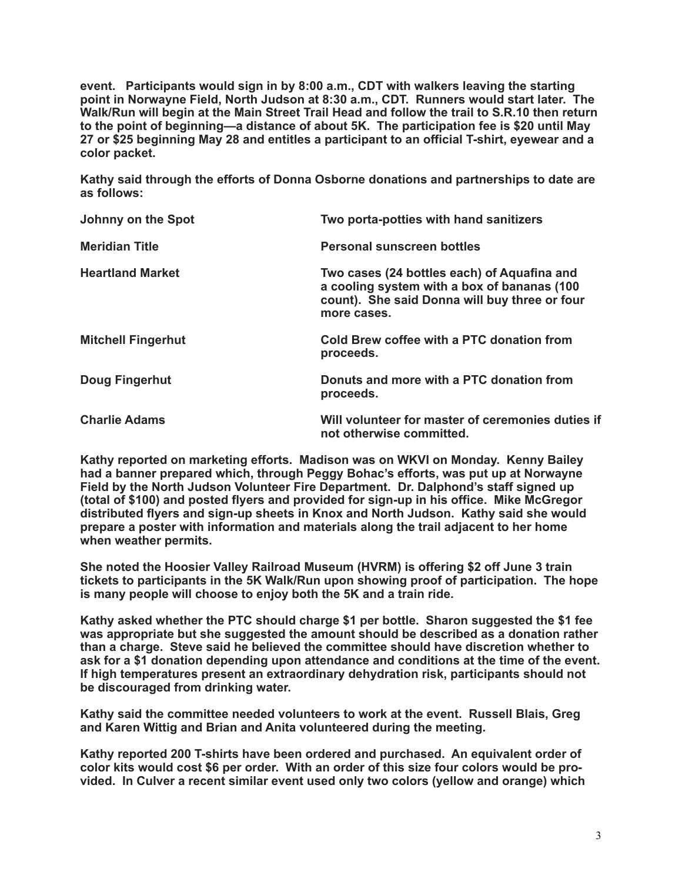**event. Participants would sign in by 8:00 a.m., CDT with walkers leaving the starting point in Norwayne Field, North Judson at 8:30 a.m., CDT. Runners would start later. The Walk/Run will begin at the Main Street Trail Head and follow the trail to S.R.10 then return to the point of beginning—a distance of about 5K. The participation fee is $20 until May 27 or $25 beginning May 28 and entitles a participant to an official T-shirt, eyewear and a color packet.**

**Kathy said through the efforts of Donna Osborne donations and partnerships to date are as follows:**

| | |
|---|---|
| **Johnny on the Spot** | **Two porta-potties with hand sanitizers** |
| **Meridian Title** | **Personal sunscreen bottles** |
| **Heartland Market** | **Two cases (24 bottles each) of Aquafina and a cooling system with a box of bananas (100 count). She said Donna will buy three or four more cases.** |
| **Mitchell Fingerhut** | **Cold Brew coffee with a PTC donation from proceeds.** |
| **Doug Fingerhut** | **Donuts and more with a PTC donation from proceeds.** |
| **Charlie Adams** | **Will volunteer for master of ceremonies duties if not otherwise committed.** |

**Kathy reported on marketing efforts. Madison was on WKVI on Monday. Kenny Bailey had a banner prepared which, through Peggy Bohac's efforts, was put up at Norwayne Field by the North Judson Volunteer Fire Department. Dr. Dalphond's staff signed up (total of $100) and posted flyers and provided for sign-up in his office. Mike McGregor distributed flyers and sign-up sheets in Knox and North Judson. Kathy said she would prepare a poster with information and materials along the trail adjacent to her home when weather permits.**

**She noted the Hoosier Valley Railroad Museum (HVRM) is offering $2 off June 3 train tickets to participants in the 5K Walk/Run upon showing proof of participation. The hope is many people will choose to enjoy both the 5K and a train ride.**

**Kathy asked whether the PTC should charge $1 per bottle. Sharon suggested the $1 fee was appropriate but she suggested the amount should be described as a donation rather than a charge. Steve said he believed the committee should have discretion whether to ask for a $1 donation depending upon attendance and conditions at the time of the event. If high temperatures present an extraordinary dehydration risk, participants should not be discouraged from drinking water.**

**Kathy said the committee needed volunteers to work at the event. Russell Blais, Greg and Karen Wittig and Brian and Anita volunteered during the meeting.**

**Kathy reported 200 T-shirts have been ordered and purchased. An equivalent order of color kits would cost $6 per order. With an order of this size four colors would be provided. In Culver a recent similar event used only two colors (yellow and orange) which**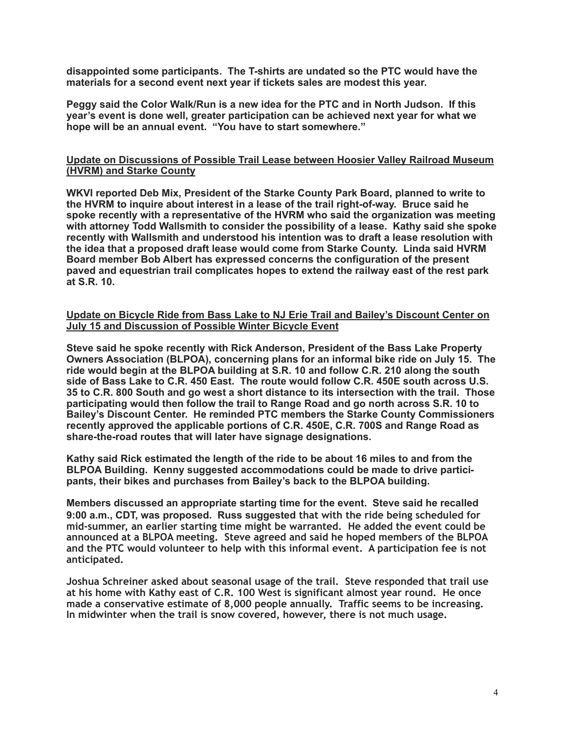**disappointed some participants. The T-shirts are undated so the PTC would have the materials for a second event next year if tickets sales are modest this year.**

**Peggy said the Color Walk/Run is a new idea for the PTC and in North Judson. If this year's event is done well, greater participation can be achieved next year for what we hope will be an annual event. "You have to start somewhere."**

**<u>Update on Discussions of Possible Trail Lease between Hoosier Valley Railroad Museum (HVRM) and Starke County</u>**

**WKVI reported Deb Mix, President of the Starke County Park Board, planned to write to the HVRM to inquire about interest in a lease of the trail right-of-way. Bruce said he spoke recently with a representative of the HVRM who said the organization was meeting with attorney Todd Wallsmith to consider the possibility of a lease. Kathy said she spoke recently with Wallsmith and understood his intention was to draft a lease resolution with the idea that a proposed draft lease would come from Starke County. Linda said HVRM Board member Bob Albert has expressed concerns the configuration of the present paved and equestrian trail complicates hopes to extend the railway east of the rest park at S.R. 10.**

**<u>Update on Bicycle Ride from Bass Lake to NJ Erie Trail and Bailey's Discount Center on July 15 and Discussion of Possible Winter Bicycle Event</u>**

**Steve said he spoke recently with Rick Anderson, President of the Bass Lake Property Owners Association (BLPOA), concerning plans for an informal bike ride on July 15. The ride would begin at the BLPOA building at S.R. 10 and follow C.R. 210 along the south side of Bass Lake to C.R. 450 East. The route would follow C.R. 450E south across U.S. 35 to C.R. 800 South and go west a short distance to its intersection with the trail. Those participating would then follow the trail to Range Road and go north across S.R. 10 to Bailey's Discount Center. He reminded PTC members the Starke County Commissioners recently approved the applicable portions of C.R. 450E, C.R. 700S and Range Road as share-the-road routes that will later have signage designations.**

**Kathy said Rick estimated the length of the ride to be about 16 miles to and from the BLPOA Building. Kenny suggested accommodations could be made to drive participants, their bikes and purchases from Bailey's back to the BLPOA building.**

**Members discussed an appropriate starting time for the event. Steve said he recalled 9:00 a.m., CDT, was proposed. Russ suggested that with the ride being scheduled for mid-summer, an earlier starting time might be warranted. He added the event could be announced at a BLPOA meeting. Steve agreed and said he hoped members of the BLPOA and the PTC would volunteer to help with this informal event. A participation fee is not anticipated.**

**Joshua Schreiner asked about seasonal usage of the trail. Steve responded that trail use at his home with Kathy east of C.R. 100 West is significant almost year round. He once made a conservative estimate of 8,000 people annually. Traffic seems to be increasing. In midwinter when the trail is snow covered, however, there is not much usage.**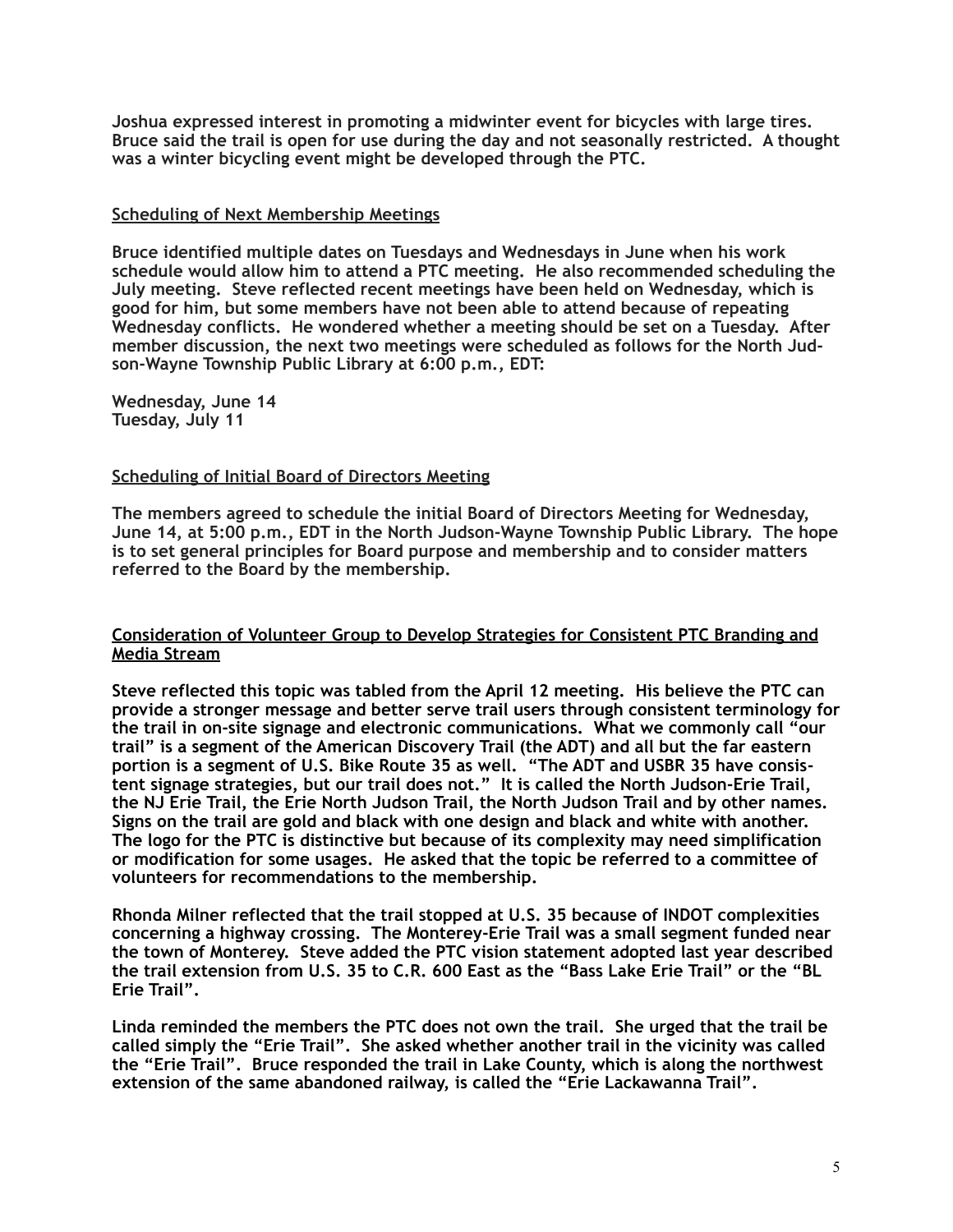**Joshua expressed interest in promoting a midwinter event for bicycles with large tires. Bruce said the trail is open for use during the day and not seasonally restricted. A thought was a winter bicycling event might be developed through the PTC.**

## Scheduling of Next Membership Meetings

**Bruce identified multiple dates on Tuesdays and Wednesdays in June when his work schedule would allow him to attend a PTC meeting. He also recommended scheduling the July meeting. Steve reflected recent meetings have been held on Wednesday, which is good for him, but some members have not been able to attend because of repeating Wednesday conflicts. He wondered whether a meeting should be set on a Tuesday. After member discussion, the next two meetings were scheduled as follows for the North Judson-Wayne Township Public Library at 6:00 p.m., EDT:**

**Wednesday, June 14**
**Tuesday, July 11**

## Scheduling of Initial Board of Directors Meeting

**The members agreed to schedule the initial Board of Directors Meeting for Wednesday, June 14, at 5:00 p.m., EDT in the North Judson-Wayne Township Public Library. The hope is to set general principles for Board purpose and membership and to consider matters referred to the Board by the membership.**

## Consideration of Volunteer Group to Develop Strategies for Consistent PTC Branding and Media Stream

**Steve reflected this topic was tabled from the April 12 meeting. His believe the PTC can provide a stronger message and better serve trail users through consistent terminology for the trail in on-site signage and electronic communications. What we commonly call "our trail" is a segment of the American Discovery Trail (the ADT) and all but the far eastern portion is a segment of U.S. Bike Route 35 as well. "The ADT and USBR 35 have consistent signage strategies, but our trail does not." It is called the North Judson-Erie Trail, the NJ Erie Trail, the Erie North Judson Trail, the North Judson Trail and by other names. Signs on the trail are gold and black with one design and black and white with another. The logo for the PTC is distinctive but because of its complexity may need simplification or modification for some usages. He asked that the topic be referred to a committee of volunteers for recommendations to the membership.**

**Rhonda Milner reflected that the trail stopped at U.S. 35 because of INDOT complexities concerning a highway crossing. The Monterey-Erie Trail was a small segment funded near the town of Monterey. Steve added the PTC vision statement adopted last year described the trail extension from U.S. 35 to C.R. 600 East as the "Bass Lake Erie Trail" or the "BL Erie Trail".**

**Linda reminded the members the PTC does not own the trail. She urged that the trail be called simply the "Erie Trail". She asked whether another trail in the vicinity was called the "Erie Trail". Bruce responded the trail in Lake County, which is along the northwest extension of the same abandoned railway, is called the "Erie Lackawanna Trail".**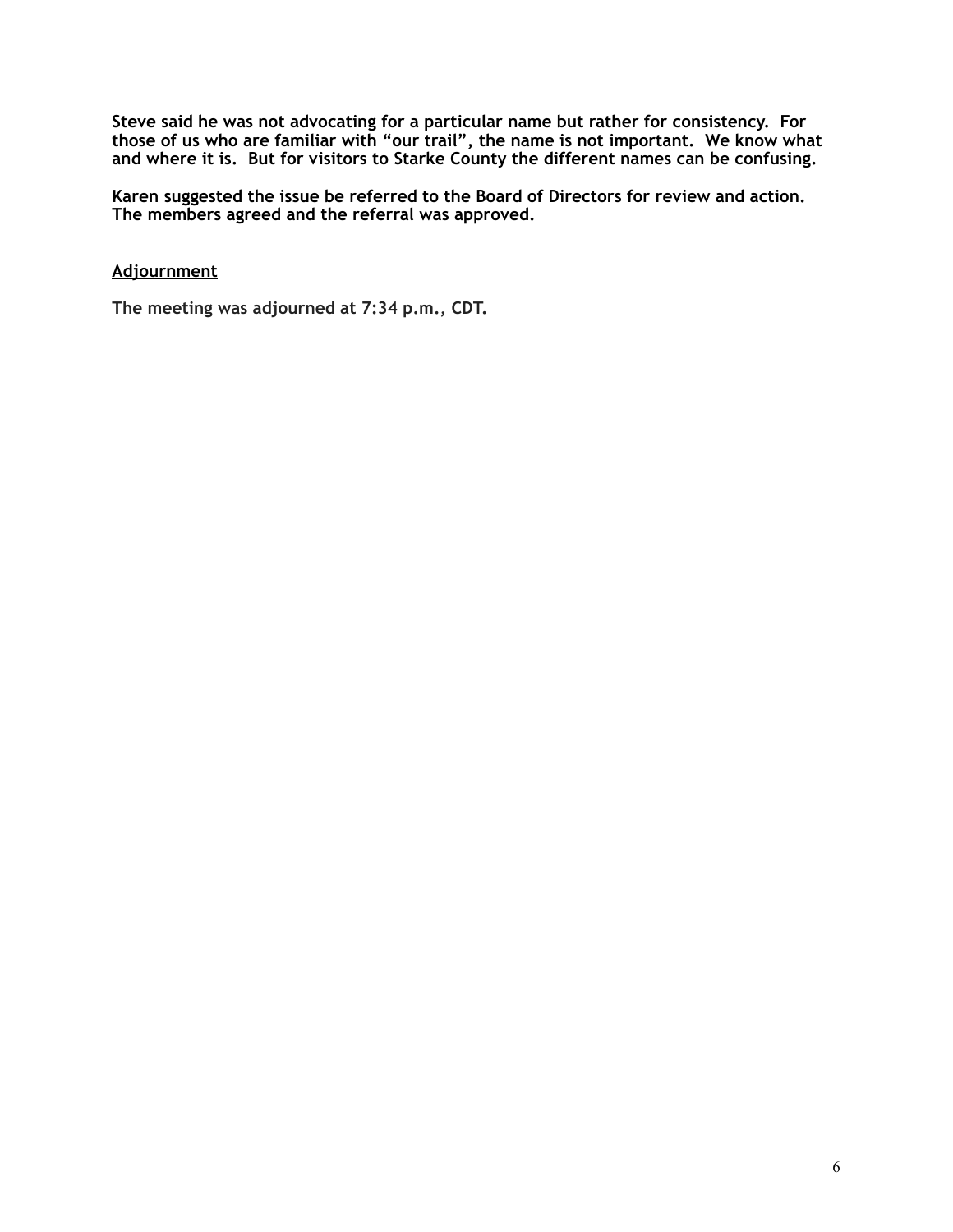**Steve said he was not advocating for a particular name but rather for consistency. For those of us who are familiar with "our trail", the name is not important. We know what and where it is. But for visitors to Starke County the different names can be confusing.**

**Karen suggested the issue be referred to the Board of Directors for review and action. The members agreed and the referral was approved.**

## Adjournment

The meeting was adjourned at 7:34 p.m., CDT.